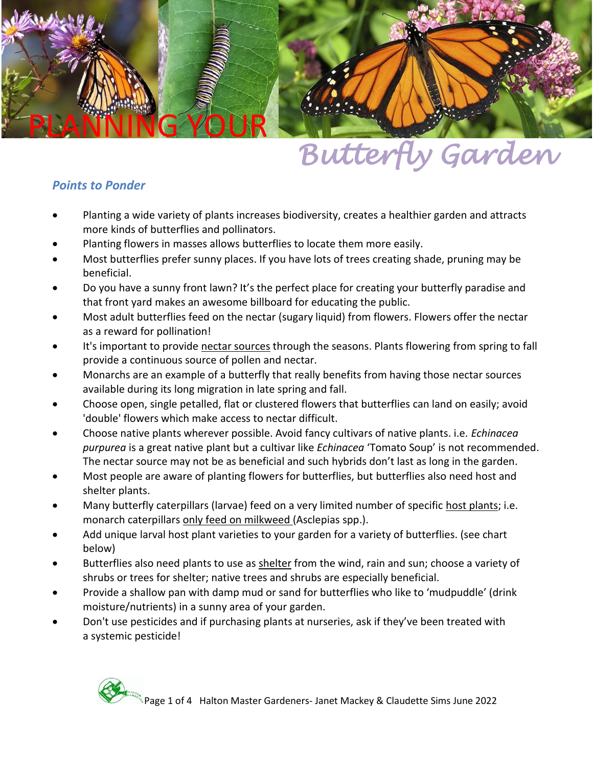# PLANNING YOUR Butterfly Garden

## *Points to Ponder*

- Planting a wide variety of plants increases biodiversity, creates a healthier garden and attracts more kinds of butterflies and pollinators.
- Planting flowers in masses allows butterflies to locate them more easily.
- Most butterflies prefer sunny places. If you have lots of trees creating shade, pruning may be beneficial.
- Do you have a sunny front lawn? It's the perfect place for creating your butterfly paradise and that front yard makes an awesome billboard for educating the public.
- Most adult butterflies feed on the nectar (sugary liquid) from flowers. Flowers offer the nectar as a reward for pollination!
- It's important to provide nectar sources through the seasons. Plants flowering from spring to fall provide a continuous source of pollen and nectar.
- Monarchs are an example of a butterfly that really benefits from having those nectar sources available during its long migration in late spring and fall.
- Choose open, single petalled, flat or clustered flowers that butterflies can land on easily; avoid 'double' flowers which make access to nectar difficult.
- Choose native plants wherever possible. Avoid fancy cultivars of native plants. i.e. *Echinacea purpurea* is a great native plant but a cultivar like *Echinacea* 'Tomato Soup' is not recommended. The nectar source may not be as beneficial and such hybrids don't last as long in the garden.
- Most people are aware of planting flowers for butterflies, but butterflies also need host and shelter plants.
- Many butterfly caterpillars (larvae) feed on a very limited number of specific host plants; i.e. monarch caterpillars only feed on milkweed (Asclepias spp.).
- Add unique larval host plant varieties to your garden for a variety of butterflies. (see chart below)
- Butterflies also need plants to use as shelter from the wind, rain and sun; choose a variety of shrubs or trees for shelter; native trees and shrubs are especially beneficial.
- Provide a shallow pan with damp mud or sand for butterflies who like to 'mudpuddle' (drink moisture/nutrients) in a sunny area of your garden.
- Don't use pesticides and if purchasing plants at nurseries, ask if they've been treated with a systemic pesticide!

Halton Master Gardeners- Janet Mackey & Claudette Sims June 2022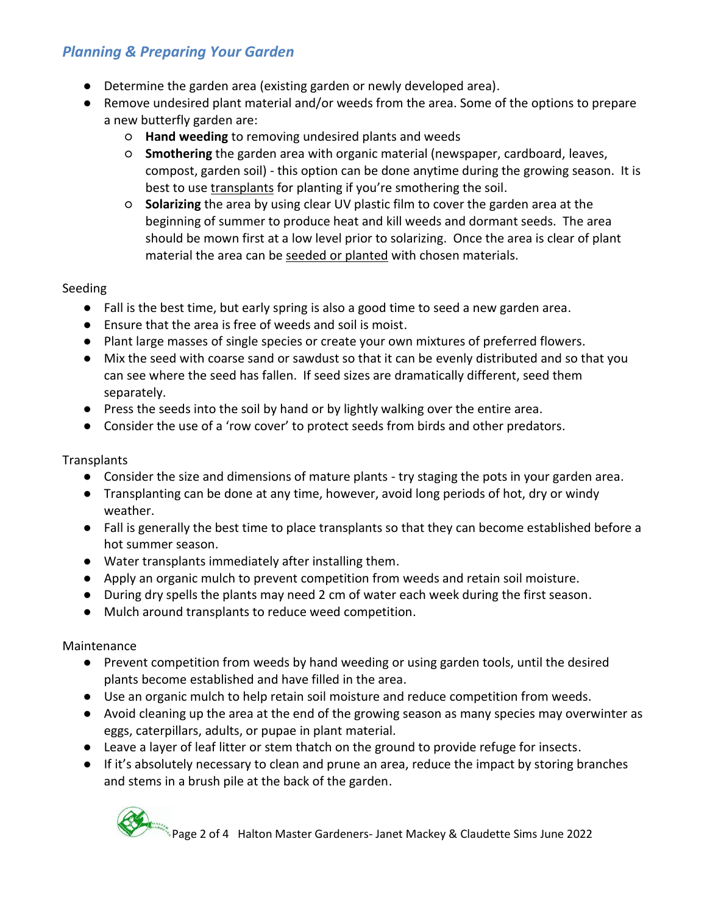## *Planning & Preparing Your Garden*

- Determine the garden area (existing garden or newly developed area).
- Remove undesired plant material and/or weeds from the area. Some of the options to prepare a new butterfly garden are:
  - **Hand weeding** to removing undesired plants and weeds
  - **Smothering** the garden area with organic material (newspaper, cardboard, leaves, compost, garden soil) - this option can be done anytime during the growing season. It is best to use <u>transplants</u> for planting if you're smothering the soil.
  - **Solarizing** the area by using clear UV plastic film to cover the garden area at the beginning of summer to produce heat and kill weeds and dormant seeds. The area should be mown first at a low level prior to solarizing. Once the area is clear of plant material the area can be <u>seeded or planted</u> with chosen materials.

Seeding

- Fall is the best time, but early spring is also a good time to seed a new garden area.
- Ensure that the area is free of weeds and soil is moist.
- Plant large masses of single species or create your own mixtures of preferred flowers.
- Mix the seed with coarse sand or sawdust so that it can be evenly distributed and so that you can see where the seed has fallen. If seed sizes are dramatically different, seed them separately.
- Press the seeds into the soil by hand or by lightly walking over the entire area.
- Consider the use of a 'row cover' to protect seeds from birds and other predators.

Transplants

- Consider the size and dimensions of mature plants - try staging the pots in your garden area.
- Transplanting can be done at any time, however, avoid long periods of hot, dry or windy weather.
- Fall is generally the best time to place transplants so that they can become established before a hot summer season.
- Water transplants immediately after installing them.
- Apply an organic mulch to prevent competition from weeds and retain soil moisture.
- During dry spells the plants may need 2 cm of water each week during the first season.
- Mulch around transplants to reduce weed competition.

Maintenance

- Prevent competition from weeds by hand weeding or using garden tools, until the desired plants become established and have filled in the area.
- Use an organic mulch to help retain soil moisture and reduce competition from weeds.
- Avoid cleaning up the area at the end of the growing season as many species may overwinter as eggs, caterpillars, adults, or pupae in plant material.
- Leave a layer of leaf litter or stem thatch on the ground to provide refuge for insects.
- If it's absolutely necessary to clean and prune an area, reduce the impact by storing branches and stems in a brush pile at the back of the garden.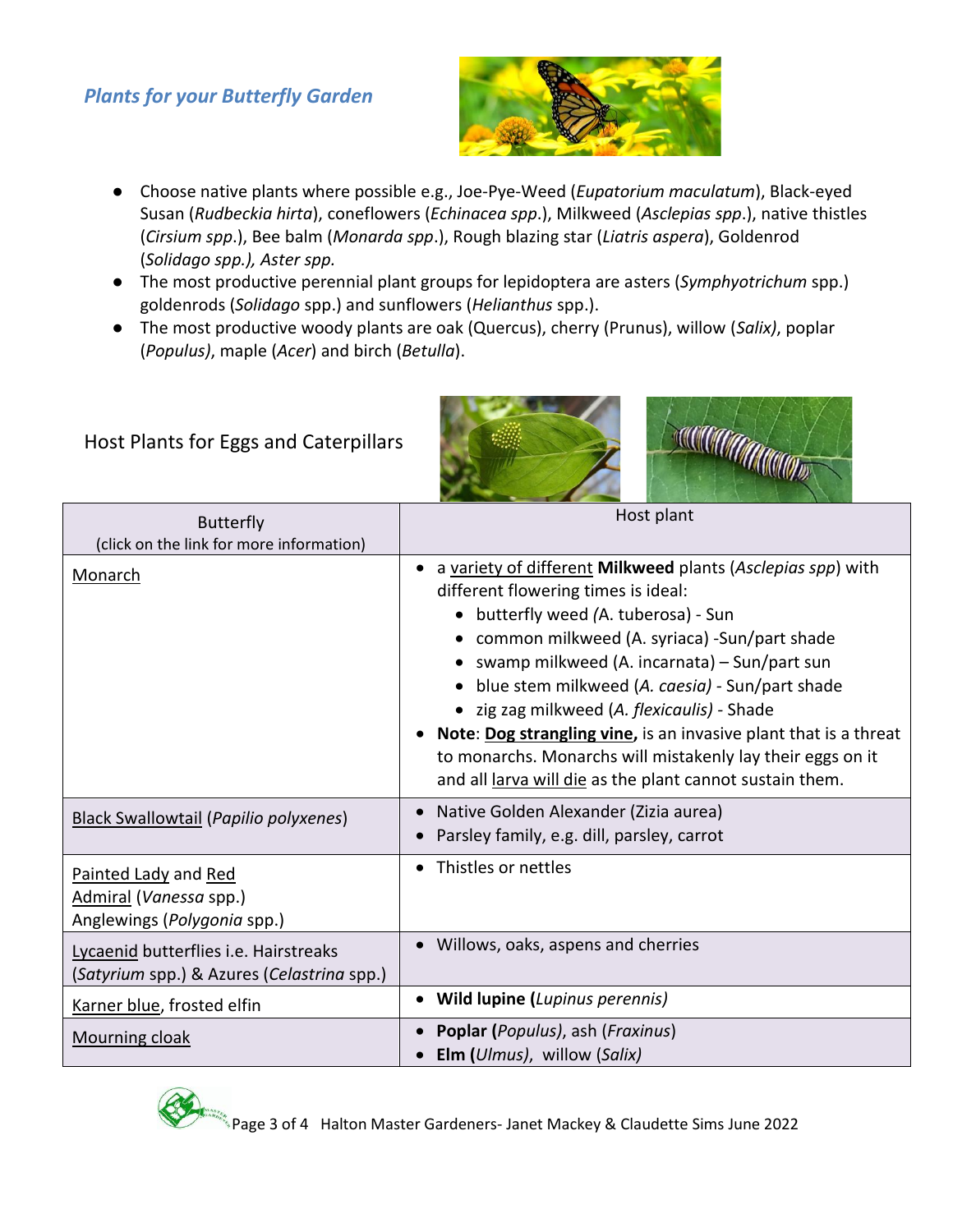## *Plants for your Butterfly Garden*

- Choose native plants where possible e.g., Joe-Pye-Weed (*Eupatorium maculatum*), Black-eyed Susan (*Rudbeckia hirta*), coneflowers (*Echinacea spp*.), Milkweed (*Asclepias spp*.), native thistles (*Cirsium spp*.), Bee balm (*Monarda spp*.), Rough blazing star (*Liatris aspera*), Goldenrod (*Solidago spp.), Aster spp.*
- The most productive perennial plant groups for lepidoptera are asters (*Symphyotrichum* spp.) goldenrods (*Solidago* spp.) and sunflowers (*Helianthus* spp.).
- The most productive woody plants are oak (Quercus), cherry (Prunus), willow (*Salix)*, poplar (*Populus)*, maple (*Acer*) and birch (*Betulla*).

### Host Plants for Eggs and Caterpillars

| Butterfly (click on the link for more information) | Host plant |
|---|---|
| Monarch | • a variety of different **Milkweed** plants (*Asclepias spp*) with different flowering times is ideal:<br>&nbsp;&nbsp;• butterfly weed *(*A. tuberosa) - Sun<br>&nbsp;&nbsp;• common milkweed (A. syriaca) -Sun/part shade<br>&nbsp;&nbsp;• swamp milkweed (A. incarnata) – Sun/part sun<br>&nbsp;&nbsp;• blue stem milkweed (*A. caesia)* - Sun/part shade<br>&nbsp;&nbsp;• zig zag milkweed (*A. flexicaulis)* - Shade<br>• **Note**: **Dog strangling vine,** is an invasive plant that is a threat to monarchs. Monarchs will mistakenly lay their eggs on it and all larva will die as the plant cannot sustain them. |
| Black Swallowtail (*Papilio polyxenes*) | • Native Golden Alexander (Zizia aurea)<br>• Parsley family, e.g. dill, parsley, carrot |
| Painted Lady and Red Admiral (*Vanessa* spp.)<br>Anglewings (*Polygonia* spp.) | • Thistles or nettles |
| Lycaenid butterflies i.e. Hairstreaks (*Satyrium* spp.) & Azures (*Celastrina* spp.) | • Willows, oaks, aspens and cherries |
| Karner blue, frosted elfin | • **Wild lupine (***Lupinus perennis)* |
| Mourning cloak | • **Poplar** (*Populus*), ash (*Fraxinus*)<br>• **Elm (***Ulmus)*, willow (*Salix)* |

Halton Master Gardeners- Janet Mackey & Claudette Sims June 2022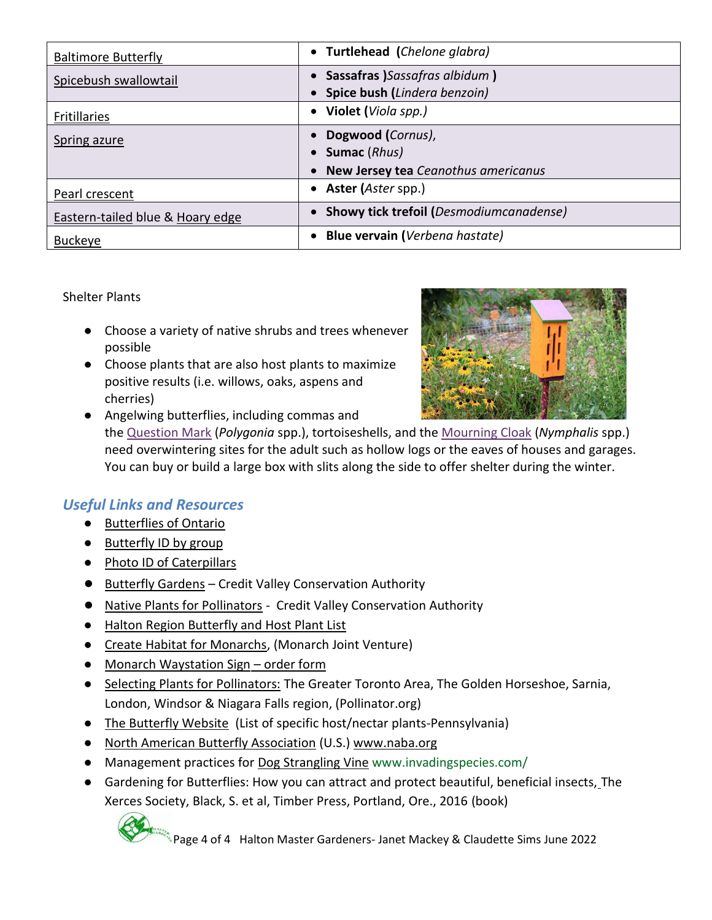| | |
|---|---|
| Baltimore Butterfly | • **Turtlehead** (*Chelone glabra)* |
| Spicebush swallowtail | • **Sassafras )***Sassafras albidum* **)**<br>• **Spice bush (***Lindera benzoin)* |
| Fritillaries | • **Violet (***Viola spp.)* |
| Spring azure | • **Dogwood (***Cornus*),<br>• **Sumac** (*Rhus)*<br>• **New Jersey tea** *Ceanothus americanus* |
| Pearl crescent | • **Aster (***Aster* spp.) |
| Eastern-tailed blue & Hoary edge | • **Showy tick trefoil (***Desmodiumcanadense)* |
| Buckeye | • **Blue vervain (***Verbena hastate)* |

Shelter Plants

- Choose a variety of native shrubs and trees whenever possible
- Choose plants that are also host plants to maximize positive results (i.e. willows, oaks, aspens and cherries)
- Angelwing butterflies, including commas and the Question Mark (*Polygonia* spp.), tortoiseshells, and the Mourning Cloak (*Nymphalis* spp.) need overwintering sites for the adult such as hollow logs or the eaves of houses and garages. You can buy or build a large box with slits along the side to offer shelter during the winter.

## *Useful Links and Resources*

- Butterflies of Ontario
- Butterfly ID by group
- Photo ID of Caterpillars
- Butterfly Gardens – Credit Valley Conservation Authority
- Native Plants for Pollinators - Credit Valley Conservation Authority
- Halton Region Butterfly and Host Plant List
- Create Habitat for Monarchs, (Monarch Joint Venture)
- Monarch Waystation Sign – order form
- Selecting Plants for Pollinators: The Greater Toronto Area, The Golden Horseshoe, Sarnia, London, Windsor & Niagara Falls region, (Pollinator.org)
- The Butterfly Website (List of specific host/nectar plants-Pennsylvania)
- North American Butterfly Association (U.S.) www.naba.org
- Management practices for Dog Strangling Vine www.invadingspecies.com/
- Gardening for Butterflies: How you can attract and protect beautiful, beneficial insects, The Xerces Society, Black, S. et al, Timber Press, Portland, Ore., 2016 (book)

Halton Master Gardeners- Janet Mackey & Claudette Sims June 2022